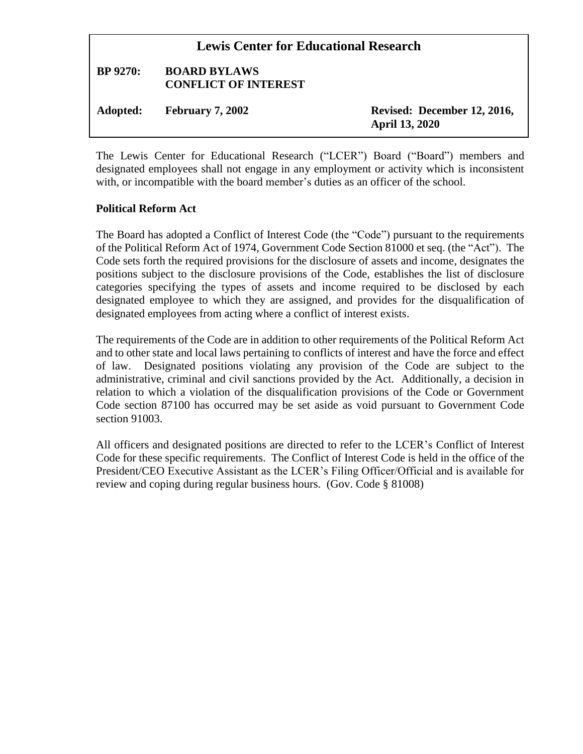# Lewis Center for Educational Research

**BP 9270: BOARD BYLAWS**
**CONFLICT OF INTEREST**

**Adopted: February 7, 2002** **Revised: December 12, 2016, April 13, 2020**

The Lewis Center for Educational Research ("LCER") Board ("Board") members and designated employees shall not engage in any employment or activity which is inconsistent with, or incompatible with the board member's duties as an officer of the school.

**Political Reform Act**

The Board has adopted a Conflict of Interest Code (the "Code") pursuant to the requirements of the Political Reform Act of 1974, Government Code Section 81000 et seq. (the "Act"). The Code sets forth the required provisions for the disclosure of assets and income, designates the positions subject to the disclosure provisions of the Code, establishes the list of disclosure categories specifying the types of assets and income required to be disclosed by each designated employee to which they are assigned, and provides for the disqualification of designated employees from acting where a conflict of interest exists.

The requirements of the Code are in addition to other requirements of the Political Reform Act and to other state and local laws pertaining to conflicts of interest and have the force and effect of law. Designated positions violating any provision of the Code are subject to the administrative, criminal and civil sanctions provided by the Act. Additionally, a decision in relation to which a violation of the disqualification provisions of the Code or Government Code section 87100 has occurred may be set aside as void pursuant to Government Code section 91003.

All officers and designated positions are directed to refer to the LCER's Conflict of Interest Code for these specific requirements. The Conflict of Interest Code is held in the office of the President/CEO Executive Assistant as the LCER's Filing Officer/Official and is available for review and coping during regular business hours. (Gov. Code § 81008)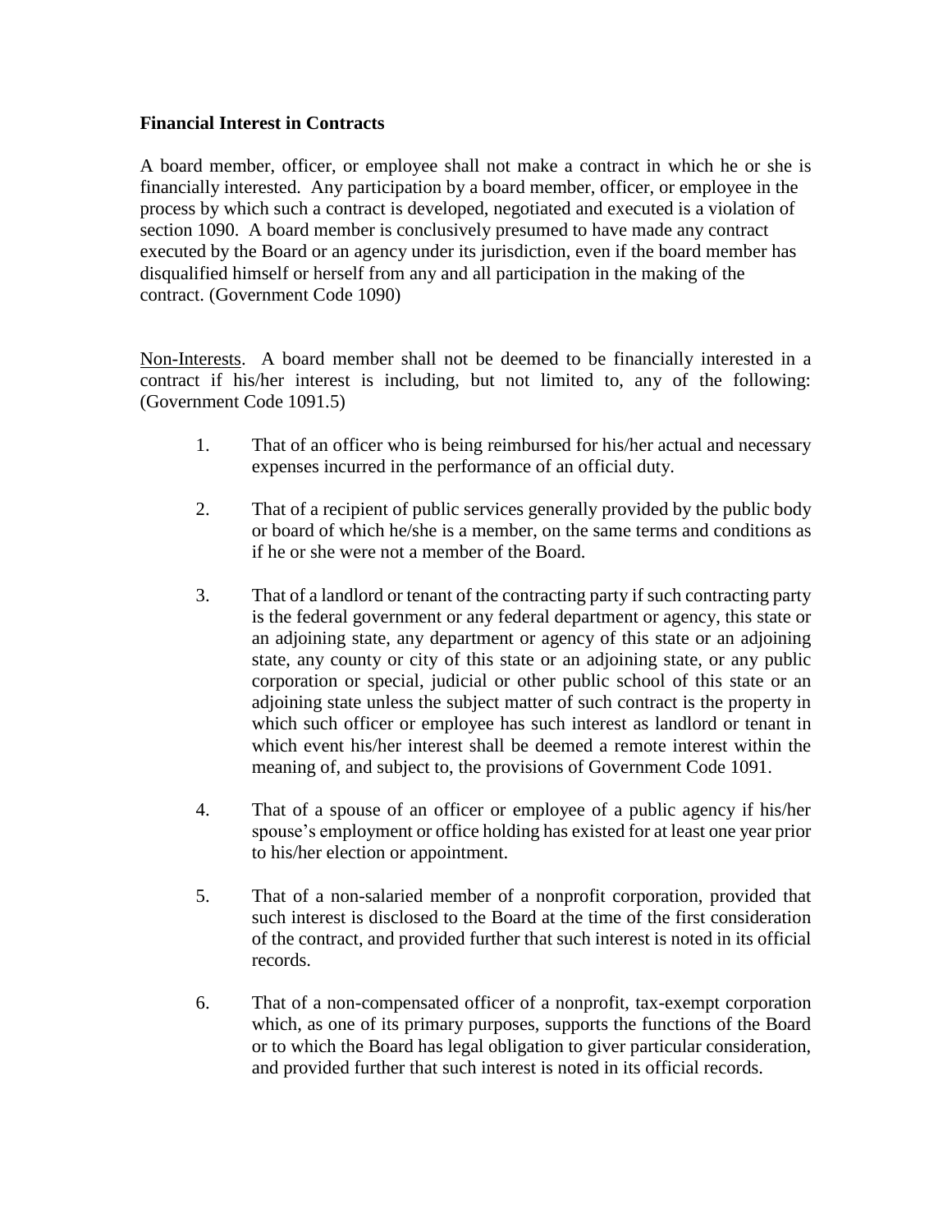**Financial Interest in Contracts**

A board member, officer, or employee shall not make a contract in which he or she is financially interested. Any participation by a board member, officer, or employee in the process by which such a contract is developed, negotiated and executed is a violation of section 1090. A board member is conclusively presumed to have made any contract executed by the Board or an agency under its jurisdiction, even if the board member has disqualified himself or herself from any and all participation in the making of the contract. (Government Code 1090)

Non-Interests. A board member shall not be deemed to be financially interested in a contract if his/her interest is including, but not limited to, any of the following: (Government Code 1091.5)

1. That of an officer who is being reimbursed for his/her actual and necessary expenses incurred in the performance of an official duty.

2. That of a recipient of public services generally provided by the public body or board of which he/she is a member, on the same terms and conditions as if he or she were not a member of the Board.

3. That of a landlord or tenant of the contracting party if such contracting party is the federal government or any federal department or agency, this state or an adjoining state, any department or agency of this state or an adjoining state, any county or city of this state or an adjoining state, or any public corporation or special, judicial or other public school of this state or an adjoining state unless the subject matter of such contract is the property in which such officer or employee has such interest as landlord or tenant in which event his/her interest shall be deemed a remote interest within the meaning of, and subject to, the provisions of Government Code 1091.

4. That of a spouse of an officer or employee of a public agency if his/her spouse's employment or office holding has existed for at least one year prior to his/her election or appointment.

5. That of a non-salaried member of a nonprofit corporation, provided that such interest is disclosed to the Board at the time of the first consideration of the contract, and provided further that such interest is noted in its official records.

6. That of a non-compensated officer of a nonprofit, tax-exempt corporation which, as one of its primary purposes, supports the functions of the Board or to which the Board has legal obligation to giver particular consideration, and provided further that such interest is noted in its official records.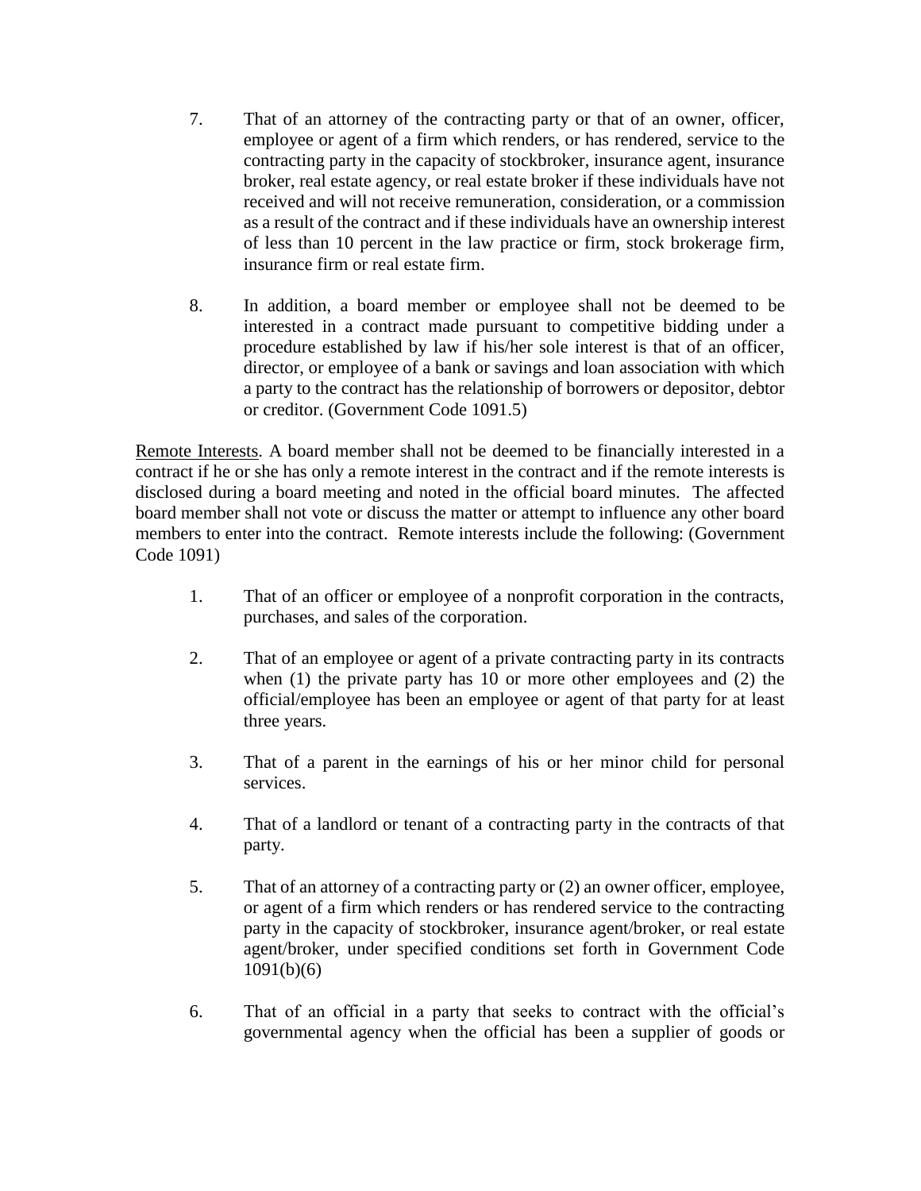7. That of an attorney of the contracting party or that of an owner, officer, employee or agent of a firm which renders, or has rendered, service to the contracting party in the capacity of stockbroker, insurance agent, insurance broker, real estate agency, or real estate broker if these individuals have not received and will not receive remuneration, consideration, or a commission as a result of the contract and if these individuals have an ownership interest of less than 10 percent in the law practice or firm, stock brokerage firm, insurance firm or real estate firm.

8. In addition, a board member or employee shall not be deemed to be interested in a contract made pursuant to competitive bidding under a procedure established by law if his/her sole interest is that of an officer, director, or employee of a bank or savings and loan association with which a party to the contract has the relationship of borrowers or depositor, debtor or creditor. (Government Code 1091.5)

Remote Interests. A board member shall not be deemed to be financially interested in a contract if he or she has only a remote interest in the contract and if the remote interests is disclosed during a board meeting and noted in the official board minutes. The affected board member shall not vote or discuss the matter or attempt to influence any other board members to enter into the contract. Remote interests include the following: (Government Code 1091)

1. That of an officer or employee of a nonprofit corporation in the contracts, purchases, and sales of the corporation.

2. That of an employee or agent of a private contracting party in its contracts when (1) the private party has 10 or more other employees and (2) the official/employee has been an employee or agent of that party for at least three years.

3. That of a parent in the earnings of his or her minor child for personal services.

4. That of a landlord or tenant of a contracting party in the contracts of that party.

5. That of an attorney of a contracting party or (2) an owner officer, employee, or agent of a firm which renders or has rendered service to the contracting party in the capacity of stockbroker, insurance agent/broker, or real estate agent/broker, under specified conditions set forth in Government Code 1091(b)(6)

6. That of an official in a party that seeks to contract with the official's governmental agency when the official has been a supplier of goods or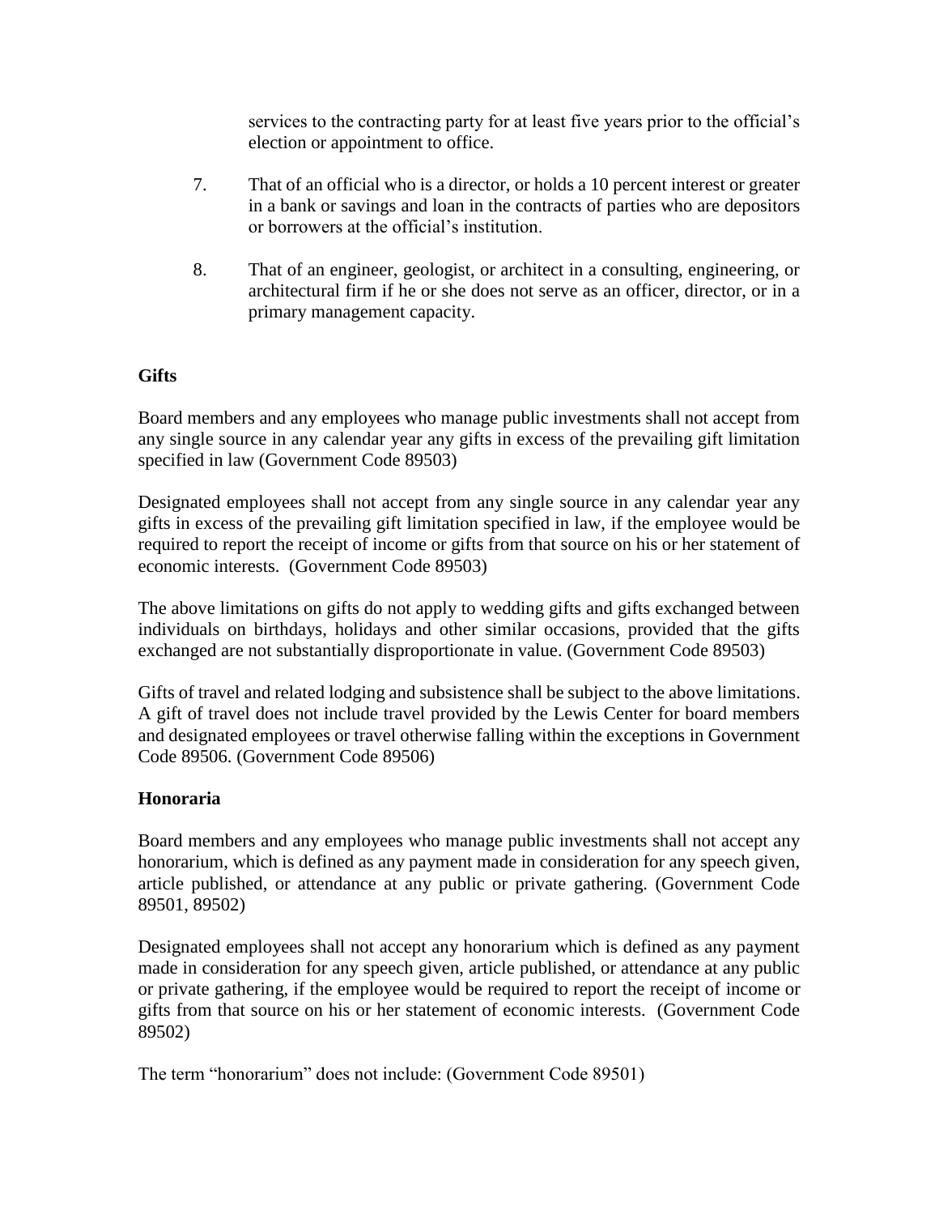services to the contracting party for at least five years prior to the official's election or appointment to office.

7. That of an official who is a director, or holds a 10 percent interest or greater in a bank or savings and loan in the contracts of parties who are depositors or borrowers at the official's institution.

8. That of an engineer, geologist, or architect in a consulting, engineering, or architectural firm if he or she does not serve as an officer, director, or in a primary management capacity.

**Gifts**

Board members and any employees who manage public investments shall not accept from any single source in any calendar year any gifts in excess of the prevailing gift limitation specified in law (Government Code 89503)

Designated employees shall not accept from any single source in any calendar year any gifts in excess of the prevailing gift limitation specified in law, if the employee would be required to report the receipt of income or gifts from that source on his or her statement of economic interests. (Government Code 89503)

The above limitations on gifts do not apply to wedding gifts and gifts exchanged between individuals on birthdays, holidays and other similar occasions, provided that the gifts exchanged are not substantially disproportionate in value. (Government Code 89503)

Gifts of travel and related lodging and subsistence shall be subject to the above limitations. A gift of travel does not include travel provided by the Lewis Center for board members and designated employees or travel otherwise falling within the exceptions in Government Code 89506. (Government Code 89506)

**Honoraria**

Board members and any employees who manage public investments shall not accept any honorarium, which is defined as any payment made in consideration for any speech given, article published, or attendance at any public or private gathering. (Government Code 89501, 89502)

Designated employees shall not accept any honorarium which is defined as any payment made in consideration for any speech given, article published, or attendance at any public or private gathering, if the employee would be required to report the receipt of income or gifts from that source on his or her statement of economic interests. (Government Code 89502)

The term "honorarium" does not include: (Government Code 89501)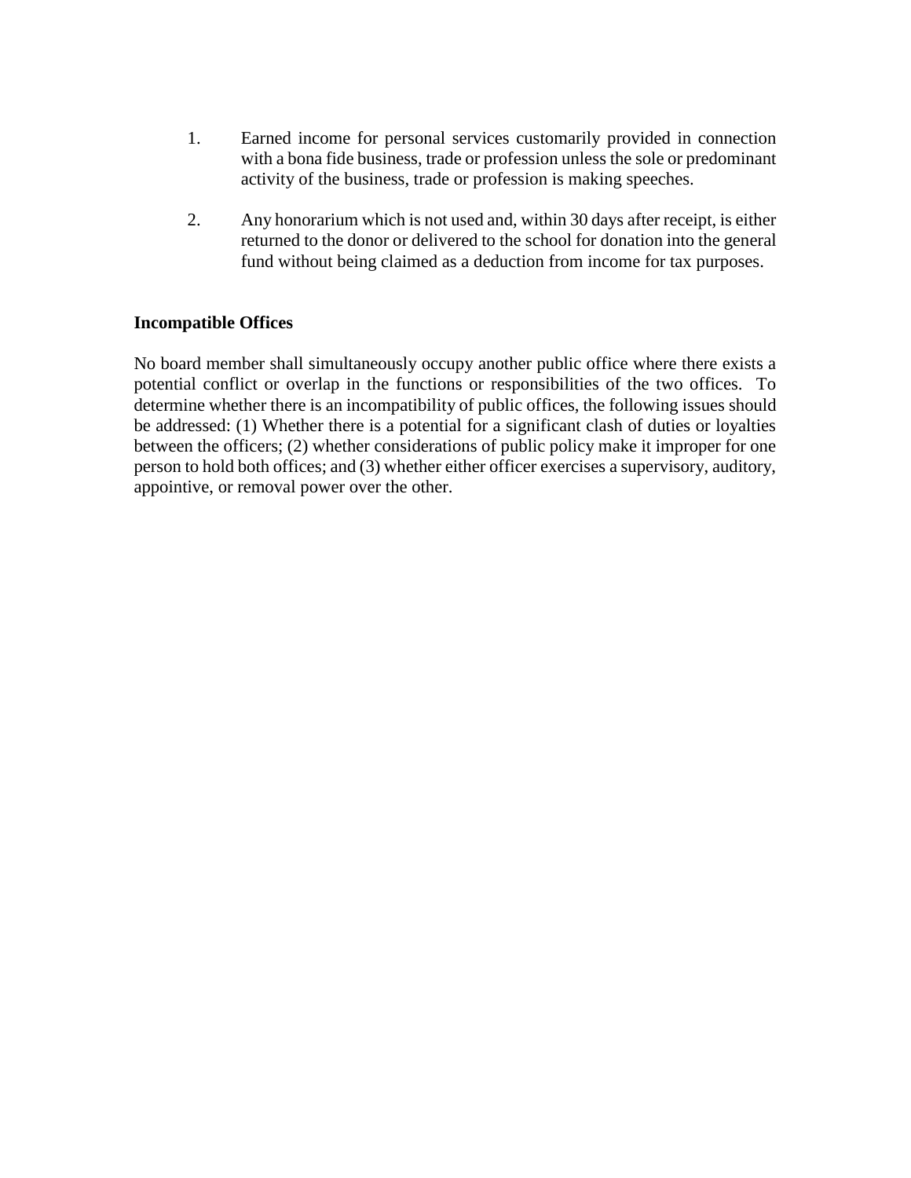1. Earned income for personal services customarily provided in connection with a bona fide business, trade or profession unless the sole or predominant activity of the business, trade or profession is making speeches.

2. Any honorarium which is not used and, within 30 days after receipt, is either returned to the donor or delivered to the school for donation into the general fund without being claimed as a deduction from income for tax purposes.

**Incompatible Offices**

No board member shall simultaneously occupy another public office where there exists a potential conflict or overlap in the functions or responsibilities of the two offices. To determine whether there is an incompatibility of public offices, the following issues should be addressed: (1) Whether there is a potential for a significant clash of duties or loyalties between the officers; (2) whether considerations of public policy make it improper for one person to hold both offices; and (3) whether either officer exercises a supervisory, auditory, appointive, or removal power over the other.